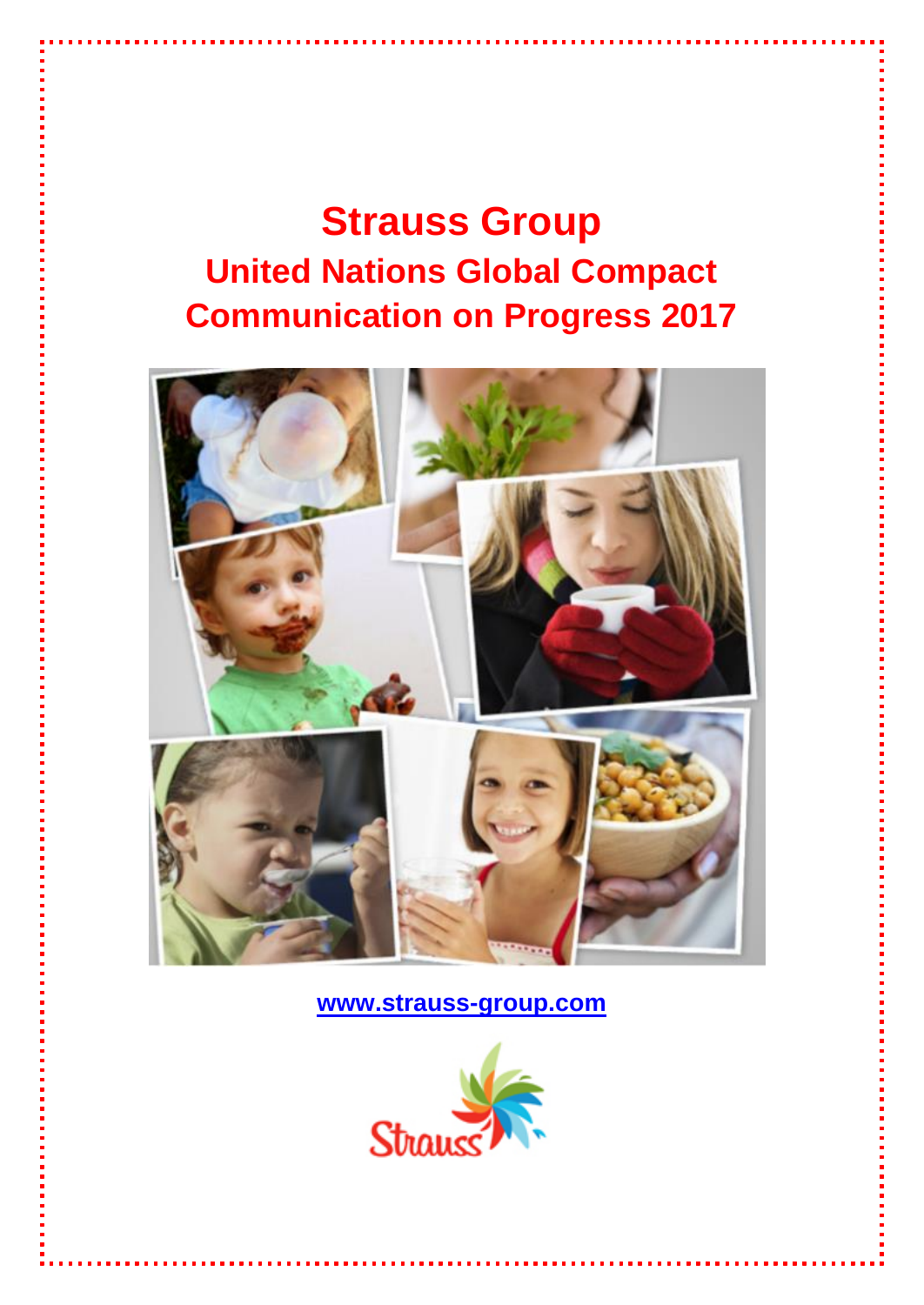# Strauss Group

## United Nations Global Compact Communication on Progress 2017

[www.strauss-group.com](http://www.strauss-group.com)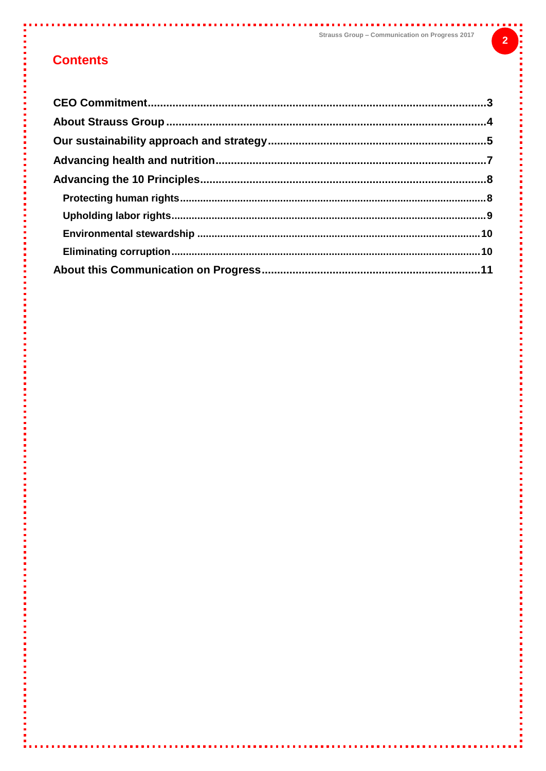# Contents

**CEO Commitment**........................................................................................................3
**About Strauss Group**....................................................................................................4
**Our sustainability approach and strategy**.....................................................................5
**Advancing health and nutrition**.....................................................................................7
**Advancing the 10 Principles**..........................................................................................8
- **Protecting human rights**...........................................................................................8
- **Upholding labor rights**..............................................................................................9
- **Environmental stewardship** .....................................................................................10
- **Eliminating corruption**.............................................................................................10

**About this Communication on Progress**.......................................................................11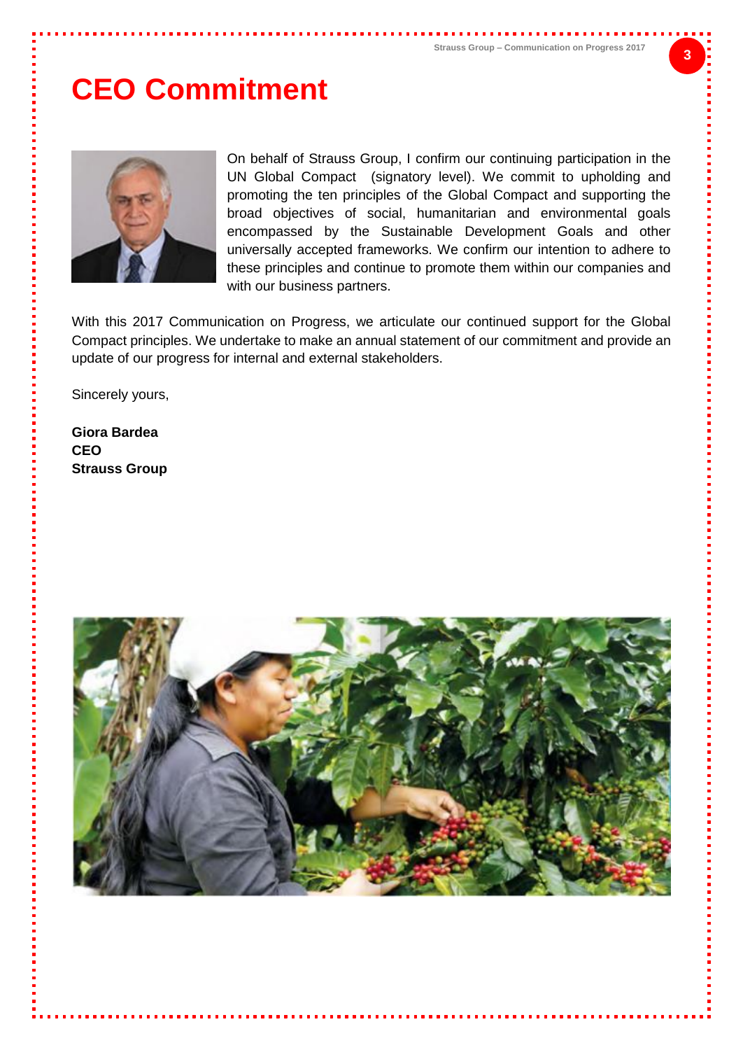# CEO Commitment

On behalf of Strauss Group, I confirm our continuing participation in the UN Global Compact (signatory level). We commit to upholding and promoting the ten principles of the Global Compact and supporting the broad objectives of social, humanitarian and environmental goals encompassed by the Sustainable Development Goals and other universally accepted frameworks. We confirm our intention to adhere to these principles and continue to promote them within our companies and with our business partners.

With this 2017 Communication on Progress, we articulate our continued support for the Global Compact principles. We undertake to make an annual statement of our commitment and provide an update of our progress for internal and external stakeholders.

Sincerely yours,

**Giora Bardea**
**CEO**
**Strauss Group**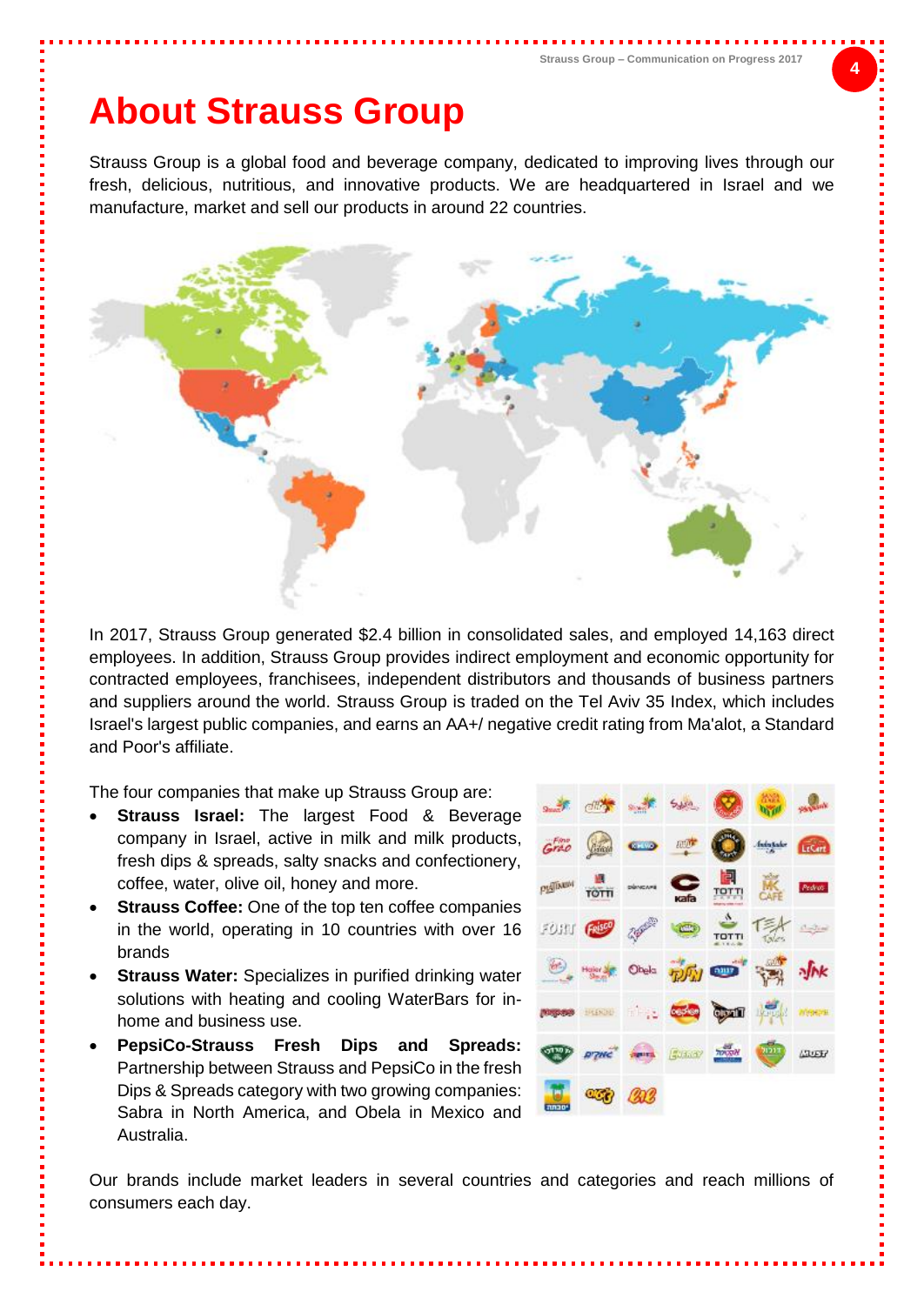# About Strauss Group

Strauss Group is a global food and beverage company, dedicated to improving lives through our fresh, delicious, nutritious, and innovative products. We are headquartered in Israel and we manufacture, market and sell our products in around 22 countries.

In 2017, Strauss Group generated $2.4 billion in consolidated sales, and employed 14,163 direct employees. In addition, Strauss Group provides indirect employment and economic opportunity for contracted employees, franchisees, independent distributors and thousands of business partners and suppliers around the world. Strauss Group is traded on the Tel Aviv 35 Index, which includes Israel's largest public companies, and earns an AA+/ negative credit rating from Ma'alot, a Standard and Poor's affiliate.

The four companies that make up Strauss Group are:

- **Strauss Israel:** The largest Food & Beverage company in Israel, active in milk and milk products, fresh dips & spreads, salty snacks and confectionery, coffee, water, olive oil, honey and more.
- **Strauss Coffee:** One of the top ten coffee companies in the world, operating in 10 countries with over 16 brands
- **Strauss Water:** Specializes in purified drinking water solutions with heating and cooling WaterBars for in-home and business use.
- **PepsiCo-Strauss Fresh Dips and Spreads:** Partnership between Strauss and PepsiCo in the fresh Dips & Spreads category with two growing companies: Sabra in North America, and Obela in Mexico and Australia.

Our brands include market leaders in several countries and categories and reach millions of consumers each day.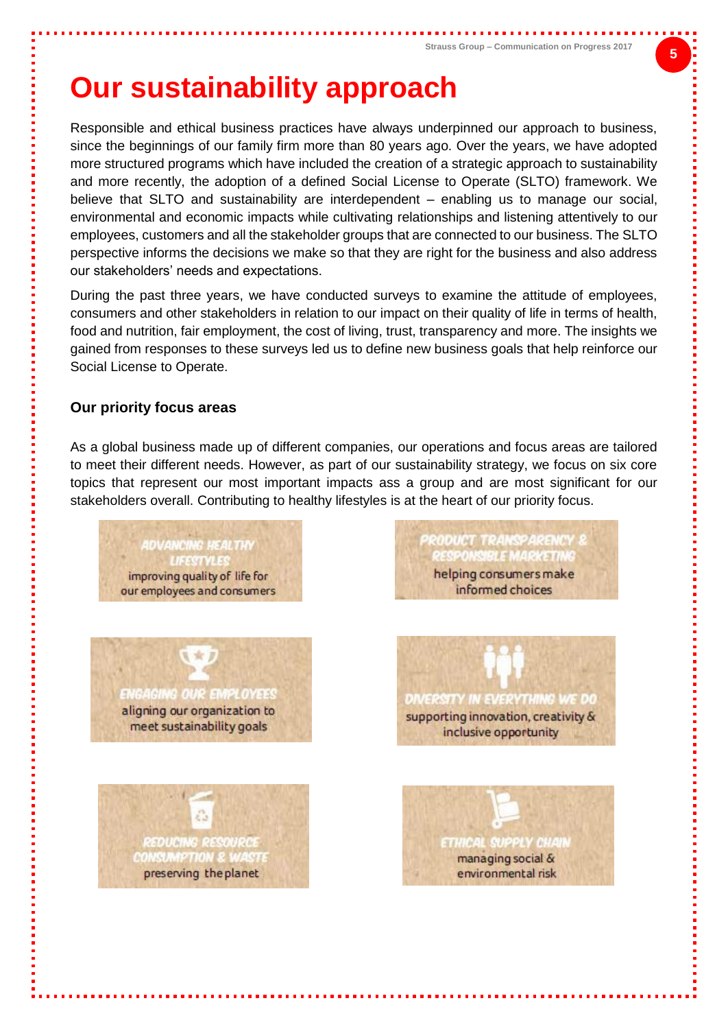# Our sustainability approach

Responsible and ethical business practices have always underpinned our approach to business, since the beginnings of our family firm more than 80 years ago. Over the years, we have adopted more structured programs which have included the creation of a strategic approach to sustainability and more recently, the adoption of a defined Social License to Operate (SLTO) framework. We believe that SLTO and sustainability are interdependent – enabling us to manage our social, environmental and economic impacts while cultivating relationships and listening attentively to our employees, customers and all the stakeholder groups that are connected to our business. The SLTO perspective informs the decisions we make so that they are right for the business and also address our stakeholders' needs and expectations.

During the past three years, we have conducted surveys to examine the attitude of employees, consumers and other stakeholders in relation to our impact on their quality of life in terms of health, food and nutrition, fair employment, the cost of living, trust, transparency and more. The insights we gained from responses to these surveys led us to define new business goals that help reinforce our Social License to Operate.

### Our priority focus areas

As a global business made up of different companies, our operations and focus areas are tailored to meet their different needs. However, as part of our sustainability strategy, we focus on six core topics that represent our most important impacts ass a group and are most significant for our stakeholders overall. Contributing to healthy lifestyles is at the heart of our priority focus.

**ADVANCING HEALTHY LIFESTYLES**
improving quality of life for our employees and consumers

**PRODUCT TRANSPARENCY & RESPONSIBLE MARKETING**
helping consumers make informed choices

**ENGAGING OUR EMPLOYEES**
aligning our organization to meet sustainability goals

**DIVERSITY IN EVERYTHING WE DO**
supporting innovation, creativity & inclusive opportunity

**REDUCING RESOURCE CONSUMPTION & WASTE**
preserving the planet

**ETHICAL SUPPLY CHAIN**
managing social & environmental risk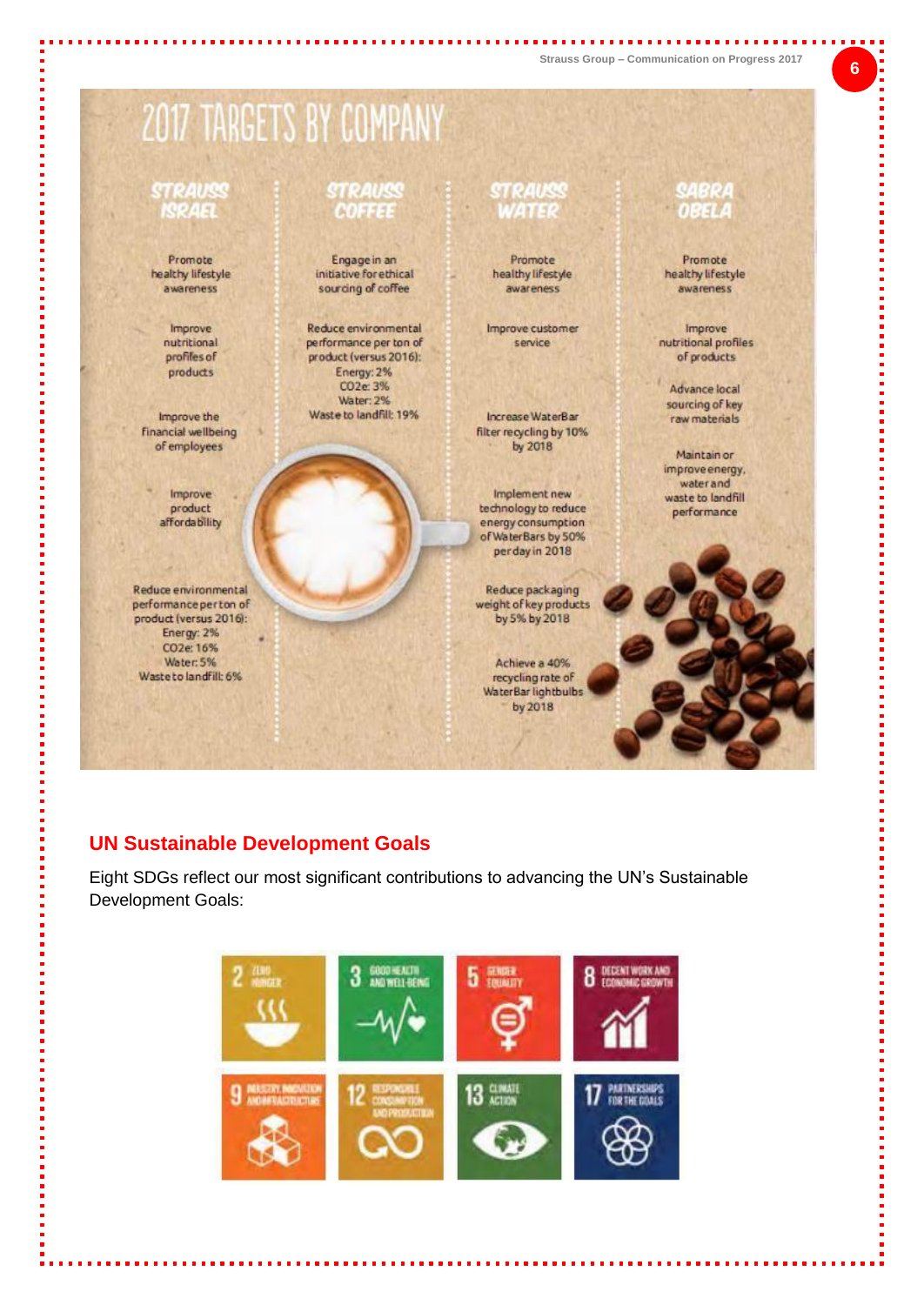# 2017 TARGETS BY COMPANY

## STRAUSS ISRAEL

- Promote healthy lifestyle awareness
- Improve nutritional profiles of products
- Improve the financial wellbeing of employees
- Improve product affordability
- Reduce environmental performance per ton of product (versus 2016): Energy: 2%, $CO_2e$: 16%, Water: 5%, Waste to landfill: 6%

## STRAUSS COFFEE

- Engage in an initiative for ethical sourcing of coffee
- Reduce environmental performance per ton of product (versus 2016): Energy: 2%, $CO_2e$: 3%, Water: 2%, Waste to landfill: 19%

## STRAUSS WATER

- Promote healthy lifestyle awareness
- Improve customer service
- Increase WaterBar filter recycling by 10% by 2018
- Implement new technology to reduce energy consumption of WaterBars by 50% per day in 2018
- Reduce packaging weight of key products by 5% by 2018
- Achieve a 40% recycling rate of WaterBar lightbulbs by 2018

## SABRA OBELA

- Promote healthy lifestyle awareness
- Improve nutritional profiles of products
- Advance local sourcing of key raw materials
- Maintain or improve energy, water and waste to landfill performance

## UN Sustainable Development Goals

Eight SDGs reflect our most significant contributions to advancing the UN's Sustainable Development Goals:

- 2 Zero Hunger
- 3 Good Health and Well-Being
- 5 Gender Equality
- 8 Decent Work and Economic Growth
- 9 Industry, Innovation and Infrastructure
- 12 Responsible Consumption and Production
- 13 Climate Action
- 17 Partnerships for the Goals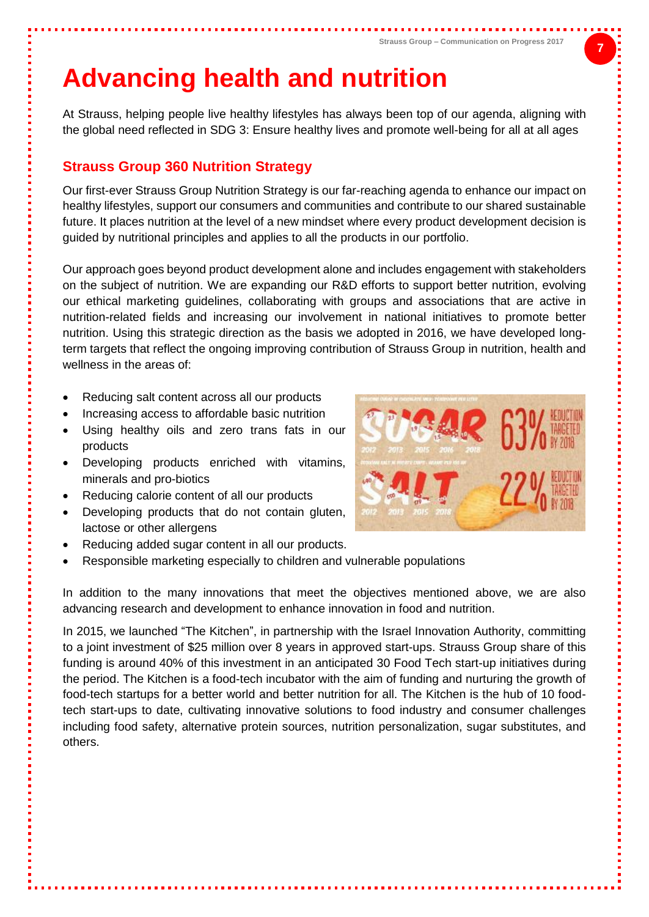# Advancing health and nutrition

At Strauss, helping people live healthy lifestyles has always been top of our agenda, aligning with the global need reflected in SDG 3: Ensure healthy lives and promote well-being for all at all ages

## Strauss Group 360 Nutrition Strategy

Our first-ever Strauss Group Nutrition Strategy is our far-reaching agenda to enhance our impact on healthy lifestyles, support our consumers and communities and contribute to our shared sustainable future. It places nutrition at the level of a new mindset where every product development decision is guided by nutritional principles and applies to all the products in our portfolio.

Our approach goes beyond product development alone and includes engagement with stakeholders on the subject of nutrition. We are expanding our R&D efforts to support better nutrition, evolving our ethical marketing guidelines, collaborating with groups and associations that are active in nutrition-related fields and increasing our involvement in national initiatives to promote better nutrition. Using this strategic direction as the basis we adopted in 2016, we have developed long-term targets that reflect the ongoing improving contribution of Strauss Group in nutrition, health and wellness in the areas of:

- Reducing salt content across all our products
- Increasing access to affordable basic nutrition
- Using healthy oils and zero trans fats in our products
- Developing products enriched with vitamins, minerals and pro-biotics
- Reducing calorie content of all our products
- Developing products that do not contain gluten, lactose or other allergens
- Reducing added sugar content in all our products.
- Responsible marketing especially to children and vulnerable populations

In addition to the many innovations that meet the objectives mentioned above, we are also advancing research and development to enhance innovation in food and nutrition.

In 2015, we launched "The Kitchen", in partnership with the Israel Innovation Authority, committing to a joint investment of $25 million over 8 years in approved start-ups. Strauss Group share of this funding is around 40% of this investment in an anticipated 30 Food Tech start-up initiatives during the period. The Kitchen is a food-tech incubator with the aim of funding and nurturing the growth of food-tech startups for a better world and better nutrition for all. The Kitchen is the hub of 10 food-tech start-ups to date, cultivating innovative solutions to food industry and consumer challenges including food safety, alternative protein sources, nutrition personalization, sugar substitutes, and others.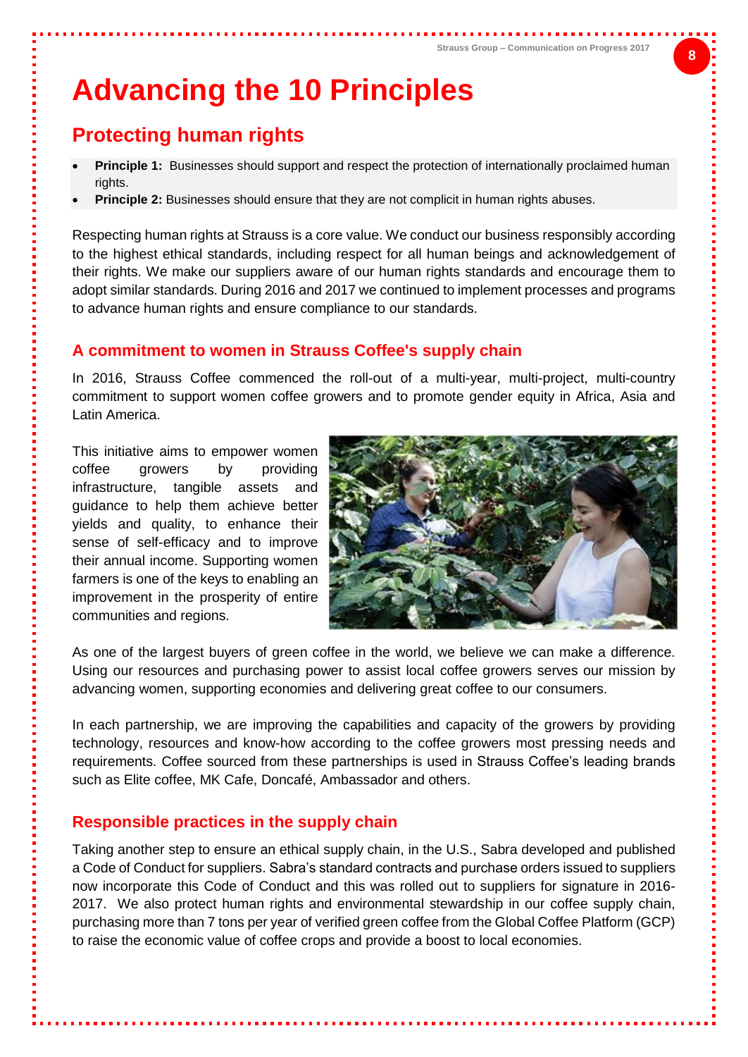# Advancing the 10 Principles

## Protecting human rights

- **Principle 1:** Businesses should support and respect the protection of internationally proclaimed human rights.
- **Principle 2:** Businesses should ensure that they are not complicit in human rights abuses.

Respecting human rights at Strauss is a core value. We conduct our business responsibly according to the highest ethical standards, including respect for all human beings and acknowledgement of their rights. We make our suppliers aware of our human rights standards and encourage them to adopt similar standards. During 2016 and 2017 we continued to implement processes and programs to advance human rights and ensure compliance to our standards.

### A commitment to women in Strauss Coffee's supply chain

In 2016, Strauss Coffee commenced the roll-out of a multi-year, multi-project, multi-country commitment to support women coffee growers and to promote gender equity in Africa, Asia and Latin America.

This initiative aims to empower women coffee growers by providing infrastructure, tangible assets and guidance to help them achieve better yields and quality, to enhance their sense of self-efficacy and to improve their annual income. Supporting women farmers is one of the keys to enabling an improvement in the prosperity of entire communities and regions.

As one of the largest buyers of green coffee in the world, we believe we can make a difference. Using our resources and purchasing power to assist local coffee growers serves our mission by advancing women, supporting economies and delivering great coffee to our consumers.

In each partnership, we are improving the capabilities and capacity of the growers by providing technology, resources and know-how according to the coffee growers most pressing needs and requirements. Coffee sourced from these partnerships is used in Strauss Coffee's leading brands such as Elite coffee, MK Cafe, Doncafé, Ambassador and others.

### Responsible practices in the supply chain

Taking another step to ensure an ethical supply chain, in the U.S., Sabra developed and published a Code of Conduct for suppliers. Sabra's standard contracts and purchase orders issued to suppliers now incorporate this Code of Conduct and this was rolled out to suppliers for signature in 2016-2017. We also protect human rights and environmental stewardship in our coffee supply chain, purchasing more than 7 tons per year of verified green coffee from the Global Coffee Platform (GCP) to raise the economic value of coffee crops and provide a boost to local economies.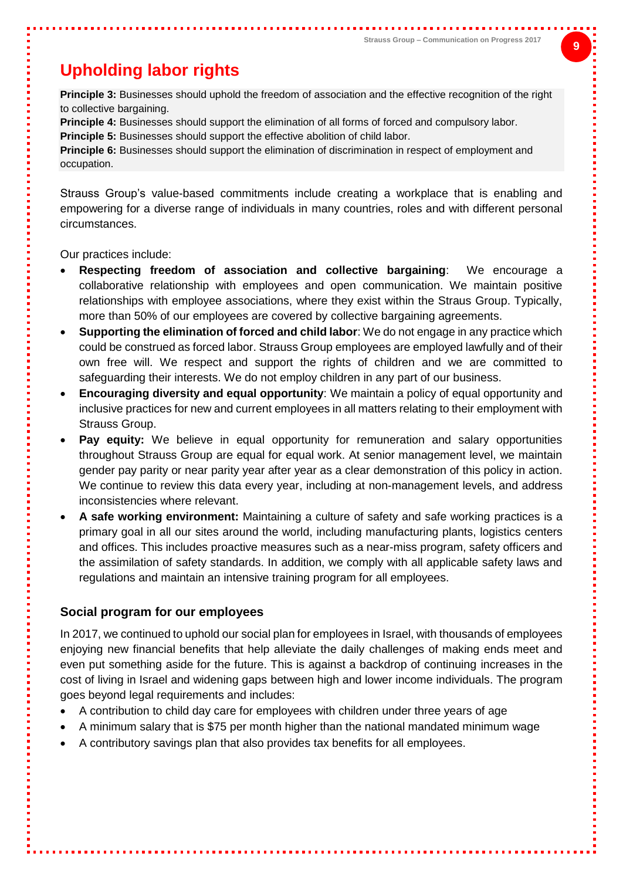# Upholding labor rights

**Principle 3:** Businesses should uphold the freedom of association and the effective recognition of the right to collective bargaining.
**Principle 4:** Businesses should support the elimination of all forms of forced and compulsory labor.
**Principle 5:** Businesses should support the effective abolition of child labor.
**Principle 6:** Businesses should support the elimination of discrimination in respect of employment and occupation.

Strauss Group's value-based commitments include creating a workplace that is enabling and empowering for a diverse range of individuals in many countries, roles and with different personal circumstances.

Our practices include:

- **Respecting freedom of association and collective bargaining**: We encourage a collaborative relationship with employees and open communication. We maintain positive relationships with employee associations, where they exist within the Straus Group. Typically, more than 50% of our employees are covered by collective bargaining agreements.
- **Supporting the elimination of forced and child labor**: We do not engage in any practice which could be construed as forced labor. Strauss Group employees are employed lawfully and of their own free will. We respect and support the rights of children and we are committed to safeguarding their interests. We do not employ children in any part of our business.
- **Encouraging diversity and equal opportunity**: We maintain a policy of equal opportunity and inclusive practices for new and current employees in all matters relating to their employment with Strauss Group.
- **Pay equity:** We believe in equal opportunity for remuneration and salary opportunities throughout Strauss Group are equal for equal work. At senior management level, we maintain gender pay parity or near parity year after year as a clear demonstration of this policy in action. We continue to review this data every year, including at non-management levels, and address inconsistencies where relevant.
- **A safe working environment:** Maintaining a culture of safety and safe working practices is a primary goal in all our sites around the world, including manufacturing plants, logistics centers and offices. This includes proactive measures such as a near-miss program, safety officers and the assimilation of safety standards. In addition, we comply with all applicable safety laws and regulations and maintain an intensive training program for all employees.

### Social program for our employees

In 2017, we continued to uphold our social plan for employees in Israel, with thousands of employees enjoying new financial benefits that help alleviate the daily challenges of making ends meet and even put something aside for the future. This is against a backdrop of continuing increases in the cost of living in Israel and widening gaps between high and lower income individuals. The program goes beyond legal requirements and includes:

- A contribution to child day care for employees with children under three years of age
- A minimum salary that is $75 per month higher than the national mandated minimum wage
- A contributory savings plan that also provides tax benefits for all employees.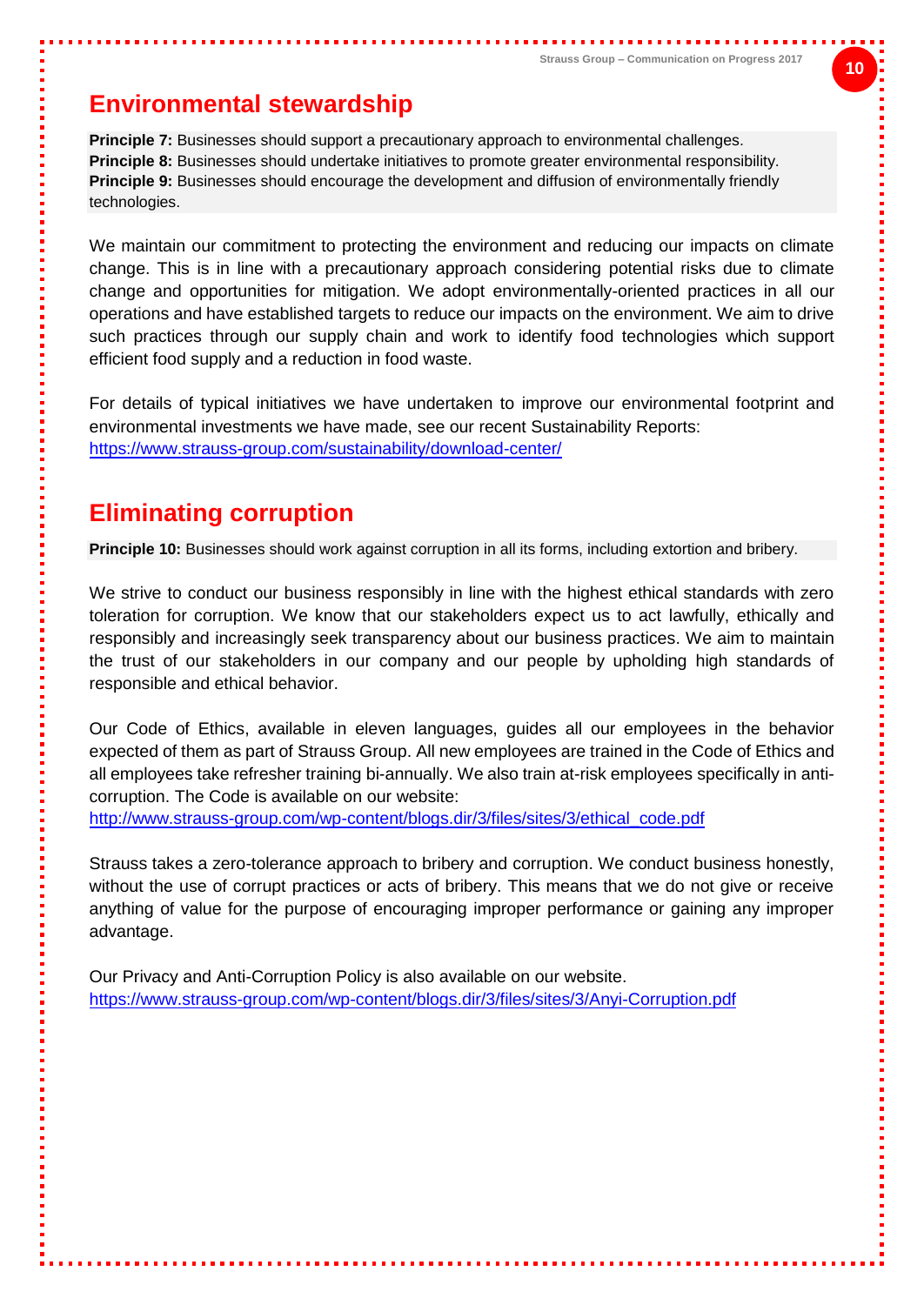## Environmental stewardship

**Principle 7:** Businesses should support a precautionary approach to environmental challenges.
**Principle 8:** Businesses should undertake initiatives to promote greater environmental responsibility.
**Principle 9:** Businesses should encourage the development and diffusion of environmentally friendly technologies.

We maintain our commitment to protecting the environment and reducing our impacts on climate change. This is in line with a precautionary approach considering potential risks due to climate change and opportunities for mitigation. We adopt environmentally-oriented practices in all our operations and have established targets to reduce our impacts on the environment. We aim to drive such practices through our supply chain and work to identify food technologies which support efficient food supply and a reduction in food waste.

For details of typical initiatives we have undertaken to improve our environmental footprint and environmental investments we have made, see our recent Sustainability Reports:
https://www.strauss-group.com/sustainability/download-center/

## Eliminating corruption

**Principle 10:** Businesses should work against corruption in all its forms, including extortion and bribery.

We strive to conduct our business responsibly in line with the highest ethical standards with zero toleration for corruption. We know that our stakeholders expect us to act lawfully, ethically and responsibly and increasingly seek transparency about our business practices. We aim to maintain the trust of our stakeholders in our company and our people by upholding high standards of responsible and ethical behavior.

Our Code of Ethics, available in eleven languages, guides all our employees in the behavior expected of them as part of Strauss Group. All new employees are trained in the Code of Ethics and all employees take refresher training bi-annually. We also train at-risk employees specifically in anti-corruption. The Code is available on our website:
http://www.strauss-group.com/wp-content/blogs.dir/3/files/sites/3/ethical_code.pdf

Strauss takes a zero-tolerance approach to bribery and corruption. We conduct business honestly, without the use of corrupt practices or acts of bribery. This means that we do not give or receive anything of value for the purpose of encouraging improper performance or gaining any improper advantage.

Our Privacy and Anti-Corruption Policy is also available on our website.
https://www.strauss-group.com/wp-content/blogs.dir/3/files/sites/3/Anyi-Corruption.pdf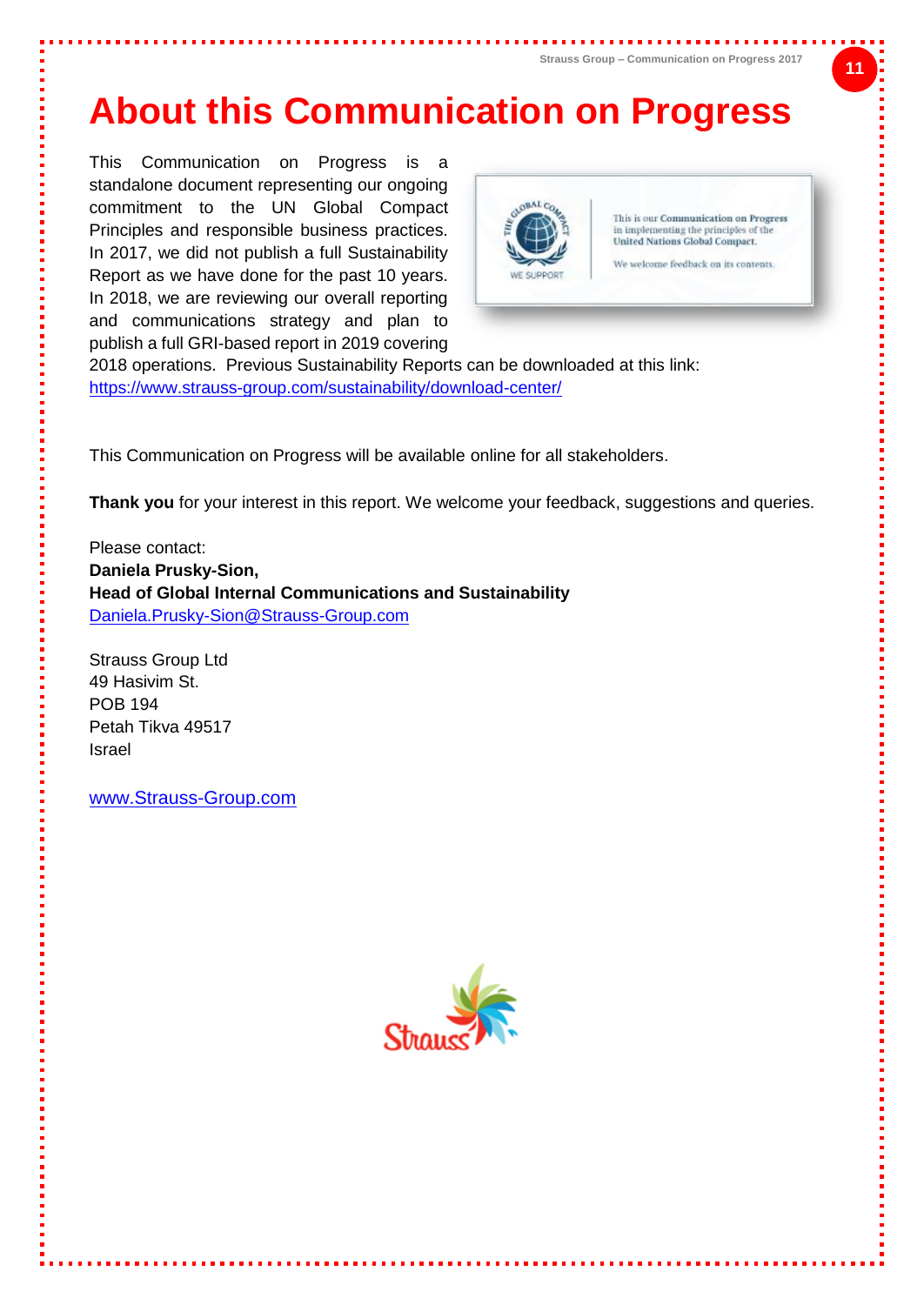# About this Communication on Progress

This Communication on Progress is a standalone document representing our ongoing commitment to the UN Global Compact Principles and responsible business practices. In 2017, we did not publish a full Sustainability Report as we have done for the past 10 years. In 2018, we are reviewing our overall reporting and communications strategy and plan to publish a full GRI-based report in 2019 covering 2018 operations. Previous Sustainability Reports can be downloaded at this link: https://www.strauss-group.com/sustainability/download-center/

This is our Communication on Progress in implementing the principles of the United Nations Global Compact.

We welcome feedback on its contents.

This Communication on Progress will be available online for all stakeholders.

**Thank you** for your interest in this report. We welcome your feedback, suggestions and queries.

Please contact:
**Daniela Prusky-Sion,**
**Head of Global Internal Communications and Sustainability**
Daniela.Prusky-Sion@Strauss-Group.com

Strauss Group Ltd
49 Hasivim St.
POB 194
Petah Tikva 49517
Israel

www.Strauss-Group.com